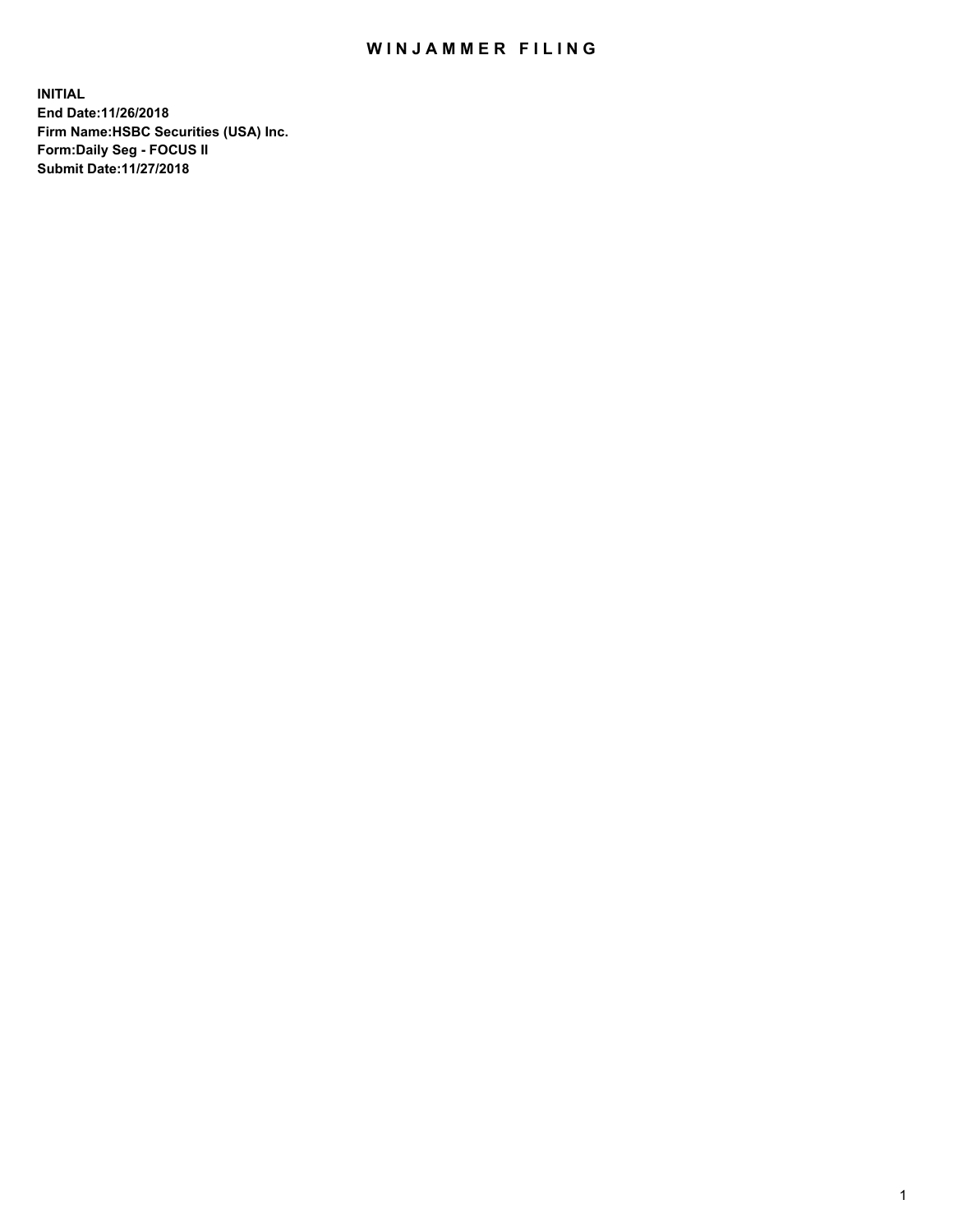# WINJAMMER FILING

**INITIAL**
**End Date:11/26/2018**
**Firm Name:HSBC Securities (USA) Inc.**
**Form:Daily Seg - FOCUS II**
**Submit Date:11/27/2018**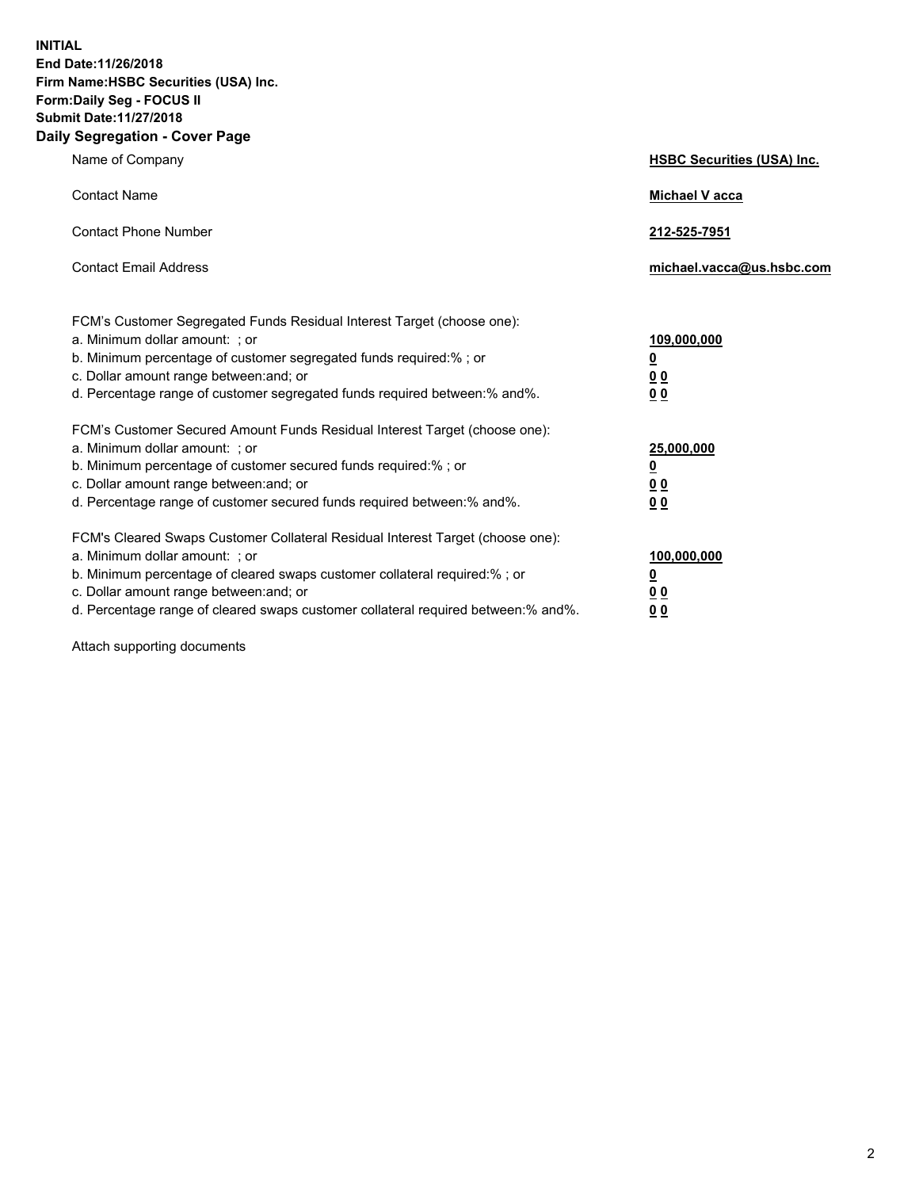**INITIAL**
**End Date:11/26/2018**
**Firm Name:HSBC Securities (USA) Inc.**
**Form:Daily Seg - FOCUS II**
**Submit Date:11/27/2018**

## Daily Segregation - Cover Page

| | |
|---|---|
| Name of Company | **HSBC Securities (USA) Inc.** |
| Contact Name | **Michael V acca** |
| Contact Phone Number | **212-525-7951** |
| Contact Email Address | **michael.vacca@us.hsbc.com** |

FCM's Customer Segregated Funds Residual Interest Target (choose one):

| | |
|---|---|
| a. Minimum dollar amount: ; or | **109,000,000** |
| b. Minimum percentage of customer segregated funds required:% ; or | **0** |
| c. Dollar amount range between:and; or | **0 0** |
| d. Percentage range of customer segregated funds required between:% and%. | **0 0** |

FCM's Customer Secured Amount Funds Residual Interest Target (choose one):

| | |
|---|---|
| a. Minimum dollar amount: ; or | **25,000,000** |
| b. Minimum percentage of customer secured funds required:% ; or | **0** |
| c. Dollar amount range between:and; or | **0 0** |
| d. Percentage range of customer secured funds required between:% and%. | **0 0** |

FCM's Cleared Swaps Customer Collateral Residual Interest Target (choose one):

| | |
|---|---|
| a. Minimum dollar amount: ; or | **100,000,000** |
| b. Minimum percentage of cleared swaps customer collateral required:% ; or | **0** |
| c. Dollar amount range between:and; or | **0 0** |
| d. Percentage range of cleared swaps customer collateral required between:% and%. | **0 0** |

Attach supporting documents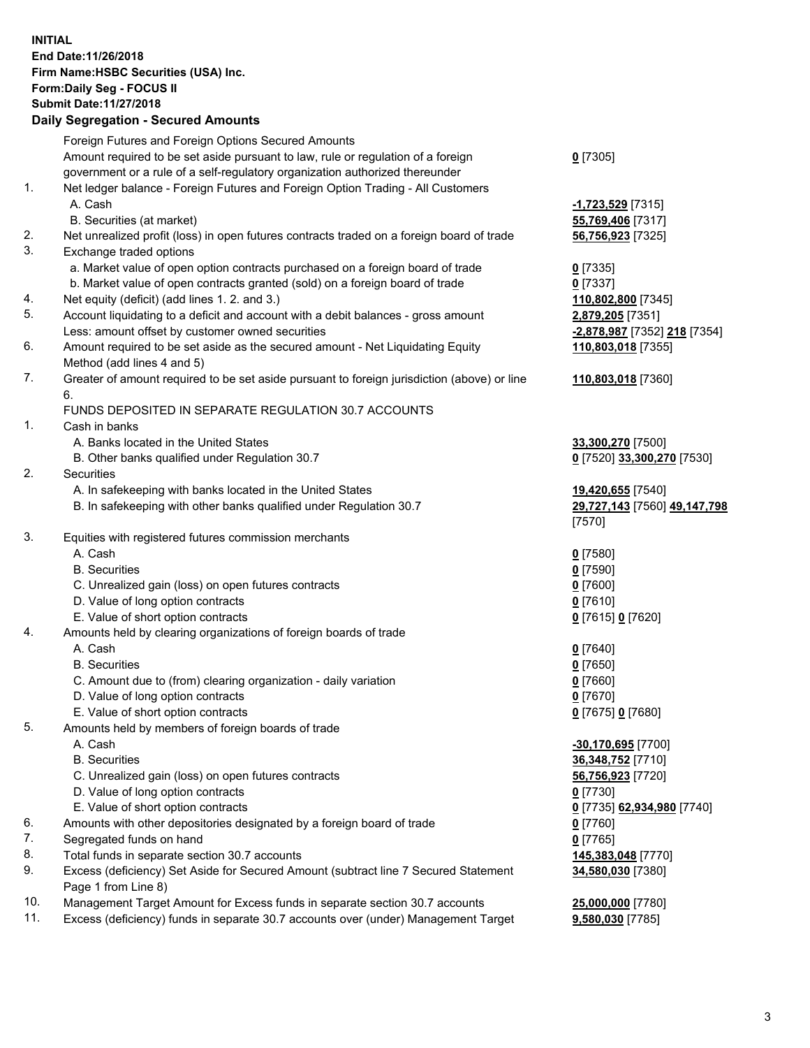**INITIAL**
**End Date:11/26/2018**
**Firm Name:HSBC Securities (USA) Inc.**
**Form:Daily Seg - FOCUS II**
**Submit Date:11/27/2018**

**Daily Segregation - Secured Amounts**

| | | |
|---|---|---|
| | Foreign Futures and Foreign Options Secured Amounts | |
| | Amount required to be set aside pursuant to law, rule or regulation of a foreign government or a rule of a self-regulatory organization authorized thereunder | **0** [7305] |
| 1. | Net ledger balance - Foreign Futures and Foreign Option Trading - All Customers | |
| | A. Cash | **-1,723,529** [7315] |
| | B. Securities (at market) | **55,769,406** [7317] |
| 2. | Net unrealized profit (loss) in open futures contracts traded on a foreign board of trade | **56,756,923** [7325] |
| 3. | Exchange traded options | |
| | a. Market value of open option contracts purchased on a foreign board of trade | **0** [7335] |
| | b. Market value of open contracts granted (sold) on a foreign board of trade | **0** [7337] |
| 4. | Net equity (deficit) (add lines 1. 2. and 3.) | **110,802,800** [7345] |
| 5. | Account liquidating to a deficit and account with a debit balances - gross amount | **2,879,205** [7351] |
| | Less: amount offset by customer owned securities | **-2,878,987** [7352] **218** [7354] |
| 6. | Amount required to be set aside as the secured amount - Net Liquidating Equity Method (add lines 4 and 5) | **110,803,018** [7355] |
| 7. | Greater of amount required to be set aside pursuant to foreign jurisdiction (above) or line 6. | **110,803,018** [7360] |
| | FUNDS DEPOSITED IN SEPARATE REGULATION 30.7 ACCOUNTS | |
| 1. | Cash in banks | |
| | A. Banks located in the United States | **33,300,270** [7500] |
| | B. Other banks qualified under Regulation 30.7 | **0** [7520] **33,300,270** [7530] |
| 2. | Securities | |
| | A. In safekeeping with banks located in the United States | **19,420,655** [7540] |
| | B. In safekeeping with other banks qualified under Regulation 30.7 | **29,727,143** [7560] **49,147,798** [7570] |
| 3. | Equities with registered futures commission merchants | |
| | A. Cash | **0** [7580] |
| | B. Securities | **0** [7590] |
| | C. Unrealized gain (loss) on open futures contracts | **0** [7600] |
| | D. Value of long option contracts | **0** [7610] |
| | E. Value of short option contracts | **0** [7615] **0** [7620] |
| 4. | Amounts held by clearing organizations of foreign boards of trade | |
| | A. Cash | **0** [7640] |
| | B. Securities | **0** [7650] |
| | C. Amount due to (from) clearing organization - daily variation | **0** [7660] |
| | D. Value of long option contracts | **0** [7670] |
| | E. Value of short option contracts | **0** [7675] **0** [7680] |
| 5. | Amounts held by members of foreign boards of trade | |
| | A. Cash | **-30,170,695** [7700] |
| | B. Securities | **36,348,752** [7710] |
| | C. Unrealized gain (loss) on open futures contracts | **56,756,923** [7720] |
| | D. Value of long option contracts | **0** [7730] |
| | E. Value of short option contracts | **0** [7735] **62,934,980** [7740] |
| 6. | Amounts with other depositories designated by a foreign board of trade | **0** [7760] |
| 7. | Segregated funds on hand | **0** [7765] |
| 8. | Total funds in separate section 30.7 accounts | **145,383,048** [7770] |
| 9. | Excess (deficiency) Set Aside for Secured Amount (subtract line 7 Secured Statement Page 1 from Line 8) | **34,580,030** [7380] |
| 10. | Management Target Amount for Excess funds in separate section 30.7 accounts | **25,000,000** [7780] |
| 11. | Excess (deficiency) funds in separate 30.7 accounts over (under) Management Target | **9,580,030** [7785] |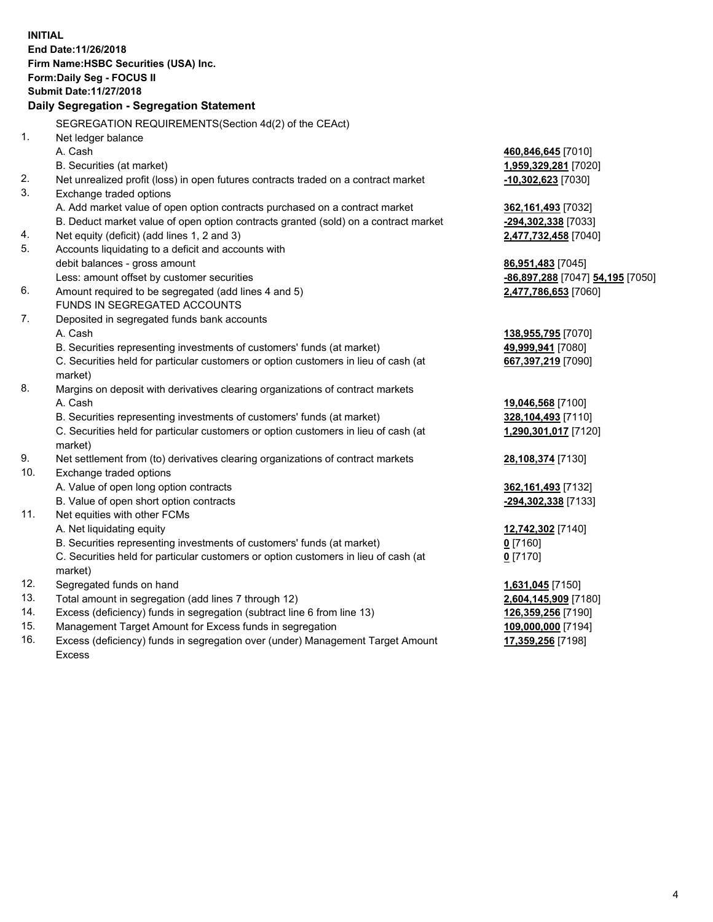**INITIAL**
**End Date:11/26/2018**
**Firm Name:HSBC Securities (USA) Inc.**
**Form:Daily Seg - FOCUS II**
**Submit Date:11/27/2018**

**Daily Segregation - Segregation Statement**

SEGREGATION REQUIREMENTS(Section 4d(2) of the CEAct)

| | | |
|---|---|---|
| 1. | Net ledger balance | |
| | A. Cash | **460,846,645** [7010] |
| | B. Securities (at market) | **1,959,329,281** [7020] |
| 2. | Net unrealized profit (loss) in open futures contracts traded on a contract market | **-10,302,623** [7030] |
| 3. | Exchange traded options | |
| | A. Add market value of open option contracts purchased on a contract market | **362,161,493** [7032] |
| | B. Deduct market value of open option contracts granted (sold) on a contract market | **-294,302,338** [7033] |
| 4. | Net equity (deficit) (add lines 1, 2 and 3) | **2,477,732,458** [7040] |
| 5. | Accounts liquidating to a deficit and accounts with debit balances - gross amount | **86,951,483** [7045] |
| | Less: amount offset by customer securities | **-86,897,288** [7047] **54,195** [7050] |
| 6. | Amount required to be segregated (add lines 4 and 5) | **2,477,786,653** [7060] |
| | FUNDS IN SEGREGATED ACCOUNTS | |
| 7. | Deposited in segregated funds bank accounts | |
| | A. Cash | **138,955,795** [7070] |
| | B. Securities representing investments of customers' funds (at market) | **49,999,941** [7080] |
| | C. Securities held for particular customers or option customers in lieu of cash (at market) | **667,397,219** [7090] |
| 8. | Margins on deposit with derivatives clearing organizations of contract markets | |
| | A. Cash | **19,046,568** [7100] |
| | B. Securities representing investments of customers' funds (at market) | **328,104,493** [7110] |
| | C. Securities held for particular customers or option customers in lieu of cash (at market) | **1,290,301,017** [7120] |
| 9. | Net settlement from (to) derivatives clearing organizations of contract markets | **28,108,374** [7130] |
| 10. | Exchange traded options | |
| | A. Value of open long option contracts | **362,161,493** [7132] |
| | B. Value of open short option contracts | **-294,302,338** [7133] |
| 11. | Net equities with other FCMs | |
| | A. Net liquidating equity | **12,742,302** [7140] |
| | B. Securities representing investments of customers' funds (at market) | **0** [7160] |
| | C. Securities held for particular customers or option customers in lieu of cash (at market) | **0** [7170] |
| 12. | Segregated funds on hand | **1,631,045** [7150] |
| 13. | Total amount in segregation (add lines 7 through 12) | **2,604,145,909** [7180] |
| 14. | Excess (deficiency) funds in segregation (subtract line 6 from line 13) | **126,359,256** [7190] |
| 15. | Management Target Amount for Excess funds in segregation | **109,000,000** [7194] |
| 16. | Excess (deficiency) funds in segregation over (under) Management Target Amount Excess | **17,359,256** [7198] |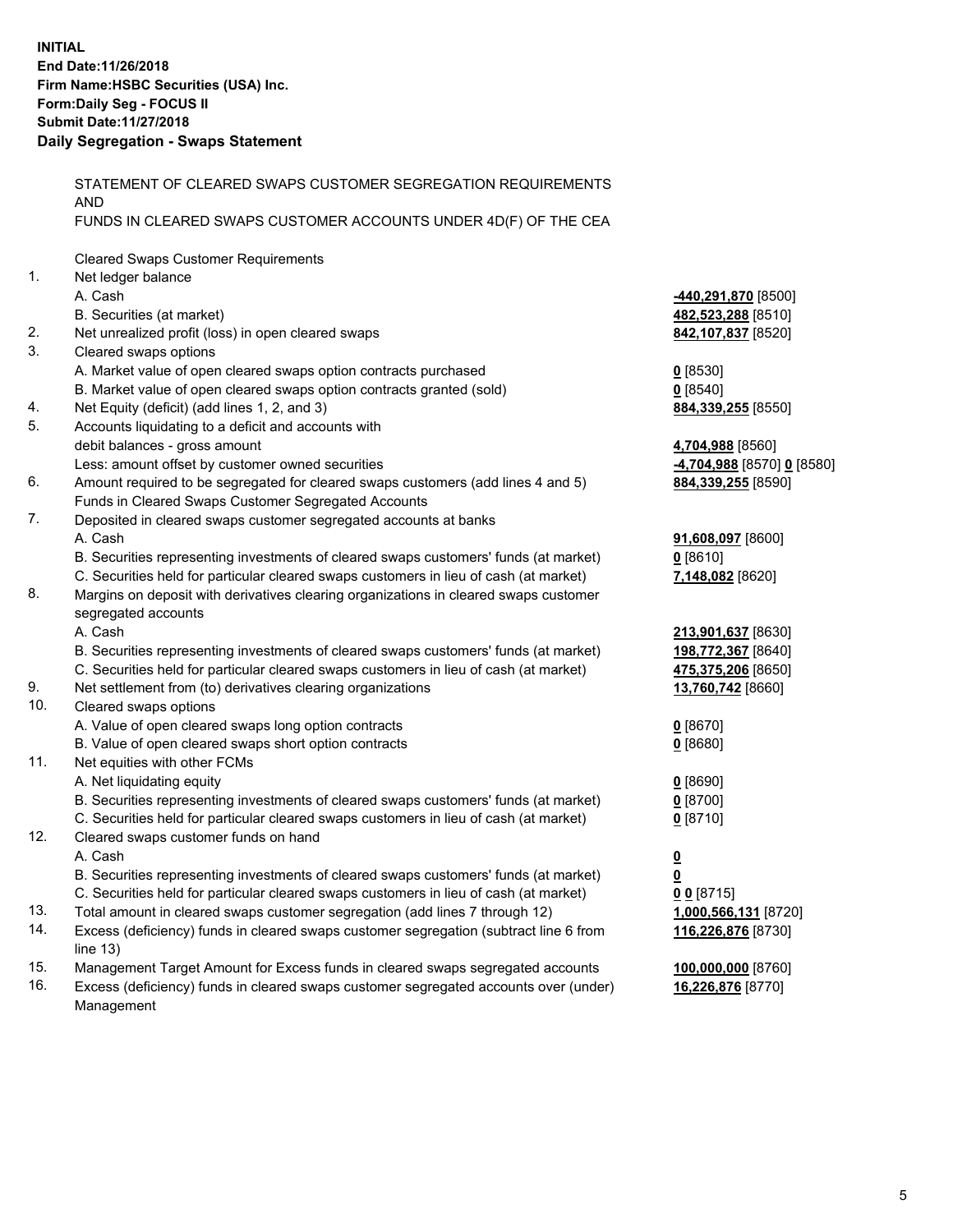**INITIAL**
**End Date:11/26/2018**
**Firm Name:HSBC Securities (USA) Inc.**
**Form:Daily Seg - FOCUS II**
**Submit Date:11/27/2018**
**Daily Segregation - Swaps Statement**

STATEMENT OF CLEARED SWAPS CUSTOMER SEGREGATION REQUIREMENTS AND FUNDS IN CLEARED SWAPS CUSTOMER ACCOUNTS UNDER 4D(F) OF THE CEA

| | | |
|---|---|---|
| | Cleared Swaps Customer Requirements | |
| 1. | Net ledger balance | |
| | A. Cash | **-440,291,870** [8500] |
| | B. Securities (at market) | **482,523,288** [8510] |
| 2. | Net unrealized profit (loss) in open cleared swaps | **842,107,837** [8520] |
| 3. | Cleared swaps options | |
| | A. Market value of open cleared swaps option contracts purchased | **0** [8530] |
| | B. Market value of open cleared swaps option contracts granted (sold) | **0** [8540] |
| 4. | Net Equity (deficit) (add lines 1, 2, and 3) | **884,339,255** [8550] |
| 5. | Accounts liquidating to a deficit and accounts with debit balances - gross amount | **4,704,988** [8560] |
| | Less: amount offset by customer owned securities | **-4,704,988** [8570] **0** [8580] |
| 6. | Amount required to be segregated for cleared swaps customers (add lines 4 and 5) | **884,339,255** [8590] |
| | Funds in Cleared Swaps Customer Segregated Accounts | |
| 7. | Deposited in cleared swaps customer segregated accounts at banks | |
| | A. Cash | **91,608,097** [8600] |
| | B. Securities representing investments of cleared swaps customers' funds (at market) | **0** [8610] |
| | C. Securities held for particular cleared swaps customers in lieu of cash (at market) | **7,148,082** [8620] |
| 8. | Margins on deposit with derivatives clearing organizations in cleared swaps customer segregated accounts | |
| | A. Cash | **213,901,637** [8630] |
| | B. Securities representing investments of cleared swaps customers' funds (at market) | **198,772,367** [8640] |
| | C. Securities held for particular cleared swaps customers in lieu of cash (at market) | **475,375,206** [8650] |
| 9. | Net settlement from (to) derivatives clearing organizations | **13,760,742** [8660] |
| 10. | Cleared swaps options | |
| | A. Value of open cleared swaps long option contracts | **0** [8670] |
| | B. Value of open cleared swaps short option contracts | **0** [8680] |
| 11. | Net equities with other FCMs | |
| | A. Net liquidating equity | **0** [8690] |
| | B. Securities representing investments of cleared swaps customers' funds (at market) | **0** [8700] |
| | C. Securities held for particular cleared swaps customers in lieu of cash (at market) | **0** [8710] |
| 12. | Cleared swaps customer funds on hand | |
| | A. Cash | **0** |
| | B. Securities representing investments of cleared swaps customers' funds (at market) | **0** |
| | C. Securities held for particular cleared swaps customers in lieu of cash (at market) | **0** **0** [8715] |
| 13. | Total amount in cleared swaps customer segregation (add lines 7 through 12) | **1,000,566,131** [8720] |
| 14. | Excess (deficiency) funds in cleared swaps customer segregation (subtract line 6 from line 13) | **116,226,876** [8730] |
| 15. | Management Target Amount for Excess funds in cleared swaps segregated accounts | **100,000,000** [8760] |
| 16. | Excess (deficiency) funds in cleared swaps customer segregated accounts over (under) Management | **16,226,876** [8770] |